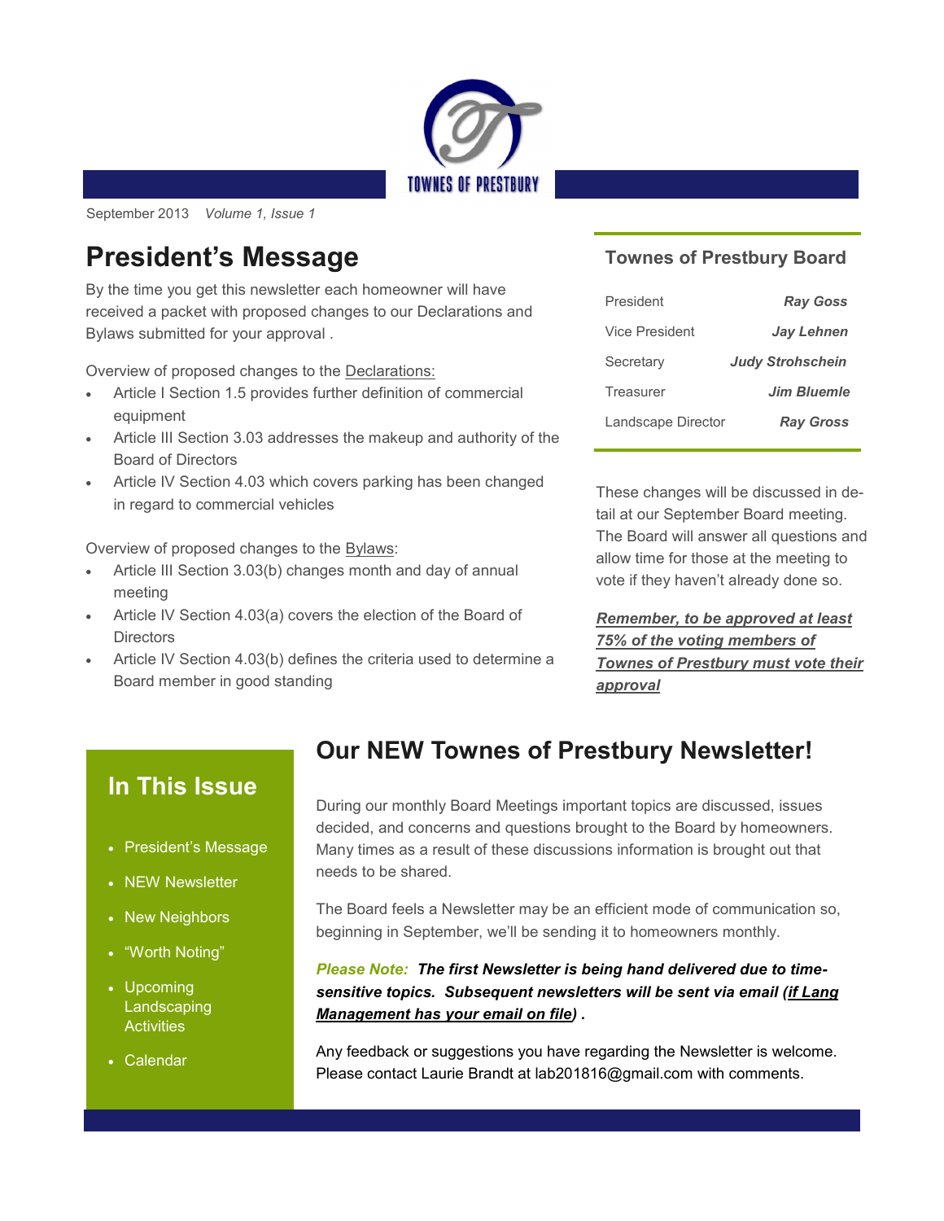TOWNES OF PRESTBURY

September 2013 *Volume 1, Issue 1*

# President's Message

By the time you get this newsletter each homeowner will have received a packet with proposed changes to our Declarations and Bylaws submitted for your approval .

Overview of proposed changes to the Declarations:

- Article I Section 1.5 provides further definition of commercial equipment
- Article III Section 3.03 addresses the makeup and authority of the Board of Directors
- Article IV Section 4.03 which covers parking has been changed in regard to commercial vehicles

Overview of proposed changes to the Bylaws:

- Article III Section 3.03(b) changes month and day of annual meeting
- Article IV Section 4.03(a) covers the election of the Board of Directors
- Article IV Section 4.03(b) defines the criteria used to determine a Board member in good standing

## Townes of Prestbury Board

| | |
|---|---|
| President | ***Ray Goss*** |
| Vice President | ***Jay Lehnen*** |
| Secretary | ***Judy Strohschein*** |
| Treasurer | ***Jim Bluemle*** |
| Landscape Director | ***Ray Gross*** |

These changes will be discussed in detail at our September Board meeting. The Board will answer all questions and allow time for those at the meeting to vote if they haven't already done so.

***Remember, to be approved at least 75% of the voting members of Townes of Prestbury must vote their approval***

## In This Issue

- President's Message
- NEW Newsletter
- New Neighbors
- "Worth Noting"
- Upcoming Landscaping Activities
- Calendar

# Our NEW Townes of Prestbury Newsletter!

During our monthly Board Meetings important topics are discussed, issues decided, and concerns and questions brought to the Board by homeowners. Many times as a result of these discussions information is brought out that needs to be shared.

The Board feels a Newsletter may be an efficient mode of communication so, beginning in September, we'll be sending it to homeowners monthly.

***Please Note:*** ***The first Newsletter is being hand delivered due to time-sensitive topics. Subsequent newsletters will be sent via email (if Lang Management has your email on file) .***

Any feedback or suggestions you have regarding the Newsletter is welcome. Please contact Laurie Brandt at lab201816@gmail.com with comments.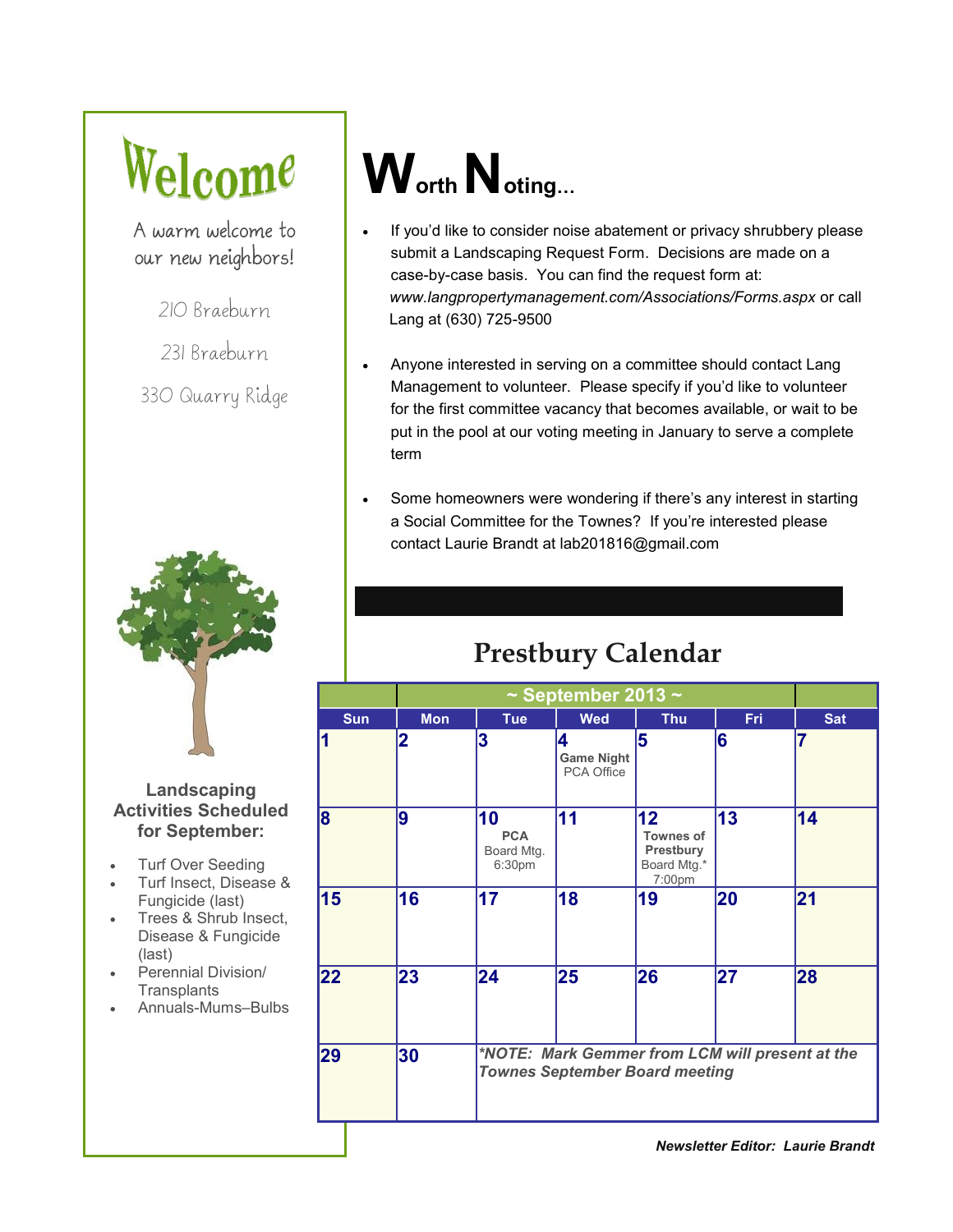# Welcome

A warm welcome to our new neighbors!

210 Braeburn

231 Braeburn

330 Quarry Ridge

**Landscaping Activities Scheduled for September:**

- Turf Over Seeding
- Turf Insect, Disease & Fungicide (last)
- Trees & Shrub Insect, Disease & Fungicide (last)
- Perennial Division/ Transplants
- Annuals-Mums–Bulbs

# Worth Noting...

- If you'd like to consider noise abatement or privacy shrubbery please submit a Landscaping Request Form. Decisions are made on a case-by-case basis. You can find the request form at: *www.langpropertymanagement.com/Associations/Forms.aspx* or call Lang at (630) 725-9500

- Anyone interested in serving on a committee should contact Lang Management to volunteer. Please specify if you'd like to volunteer for the first committee vacancy that becomes available, or wait to be put in the pool at our voting meeting in January to serve a complete term

- Some homeowners were wondering if there's any interest in starting a Social Committee for the Townes? If you're interested please contact Laurie Brandt at lab201816@gmail.com

## Prestbury Calendar

| | | | ~ September 2013 ~ | | | |
|---|---|---|---|---|---|---|
| **Sun** | **Mon** | **Tue** | **Wed** | **Thu** | **Fri** | **Sat** |
| 1 | 2 | 3 | 4 **Game Night** PCA Office | 5 | 6 | 7 |
| 8 | 9 | 10 **PCA** Board Mtg. 6:30pm | 11 | 12 **Townes of Prestbury** Board Mtg.* 7:00pm | 13 | 14 |
| 15 | 16 | 17 | 18 | 19 | 20 | 21 |
| 22 | 23 | 24 | 25 | 26 | 27 | 28 |
| 29 | 30 | ***NOTE: Mark Gemmer from LCM will present at the Townes September Board meeting** | | | | |

***Newsletter Editor: Laurie Brandt***